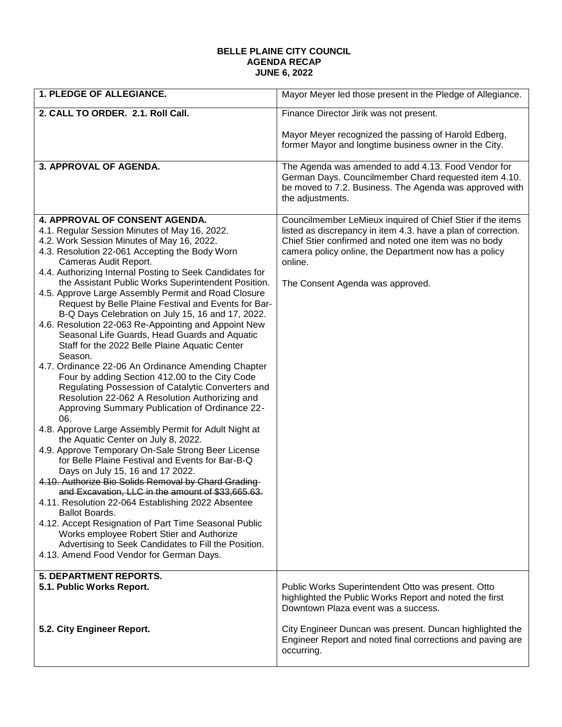**BELLE PLAINE CITY COUNCIL**
**AGENDA RECAP**
**JUNE 6, 2022**

| **1. PLEDGE OF ALLEGIANCE.** | Mayor Meyer led those present in the Pledge of Allegiance. |
|---|---|
| **2. CALL TO ORDER. 2.1. Roll Call.** | Finance Director Jirik was not present.<br><br>Mayor Meyer recognized the passing of Harold Edberg, former Mayor and longtime business owner in the City. |
| **3. APPROVAL OF AGENDA.** | The Agenda was amended to add 4.13. Food Vendor for German Days. Councilmember Chard requested item 4.10. be moved to 7.2. Business. The Agenda was approved with the adjustments. |
| **4. APPROVAL OF CONSENT AGENDA.**<br>4.1. Regular Session Minutes of May 16, 2022.<br>4.2. Work Session Minutes of May 16, 2022.<br>4.3. Resolution 22-061 Accepting the Body Worn Cameras Audit Report.<br>4.4. Authorizing Internal Posting to Seek Candidates for the Assistant Public Works Superintendent Position.<br>4.5. Approve Large Assembly Permit and Road Closure Request by Belle Plaine Festival and Events for Bar-B-Q Days Celebration on July 15, 16 and 17, 2022.<br>4.6. Resolution 22-063 Re-Appointing and Appoint New Seasonal Life Guards, Head Guards and Aquatic Staff for the 2022 Belle Plaine Aquatic Center Season.<br>4.7. Ordinance 22-06 An Ordinance Amending Chapter Four by adding Section 412.00 to the City Code Regulating Possession of Catalytic Converters and Resolution 22-062 A Resolution Authorizing and Approving Summary Publication of Ordinance 22-06.<br>4.8. Approve Large Assembly Permit for Adult Night at the Aquatic Center on July 8, 2022.<br>4.9. Approve Temporary On-Sale Strong Beer License for Belle Plaine Festival and Events for Bar-B-Q Days on July 15, 16 and 17 2022.<br>~~4.10. Authorize Bio Solids Removal by Chard Grading and Excavation, LLC in the amount of $33,665.63.~~<br>4.11. Resolution 22-064 Establishing 2022 Absentee Ballot Boards.<br>4.12. Accept Resignation of Part Time Seasonal Public Works employee Robert Stier and Authorize Advertising to Seek Candidates to Fill the Position.<br>4.13. Amend Food Vendor for German Days. | Councilmember LeMieux inquired of Chief Stier if the items listed as discrepancy in item 4.3. have a plan of correction. Chief Stier confirmed and noted one item was no body camera policy online, the Department now has a policy online.<br><br>The Consent Agenda was approved. |
| **5. DEPARTMENT REPORTS.**<br>**5.1. Public Works Report.**<br><br>**5.2. City Engineer Report.** | Public Works Superintendent Otto was present. Otto highlighted the Public Works Report and noted the first Downtown Plaza event was a success.<br><br>City Engineer Duncan was present. Duncan highlighted the Engineer Report and noted final corrections and paving are occurring. |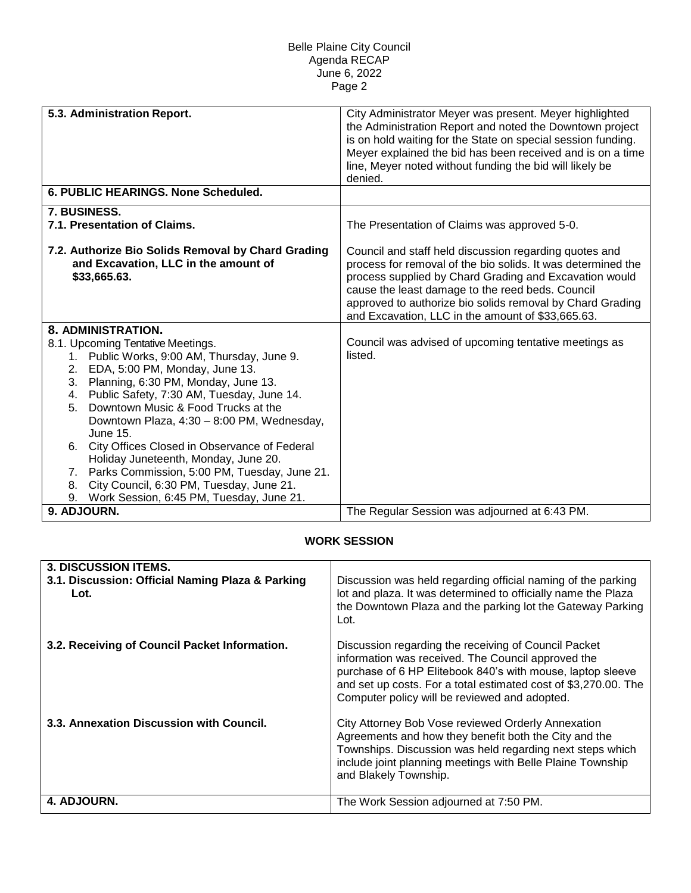| | |
|---|---|
| **5.3. Administration Report.** | City Administrator Meyer was present. Meyer highlighted the Administration Report and noted the Downtown project is on hold waiting for the State on special session funding. Meyer explained the bid has been received and is on a time line, Meyer noted without funding the bid will likely be denied. |
| **6. PUBLIC HEARINGS. None Scheduled.** | |
| **7. BUSINESS.**<br>**7.1. Presentation of Claims.** | The Presentation of Claims was approved 5-0. |
| **7.2. Authorize Bio Solids Removal by Chard Grading and Excavation, LLC in the amount of $33,665.63.** | Council and staff held discussion regarding quotes and process for removal of the bio solids. It was determined the process supplied by Chard Grading and Excavation would cause the least damage to the reed beds. Council approved to authorize bio solids removal by Chard Grading and Excavation, LLC in the amount of $33,665.63. |
| **8. ADMINISTRATION.**<br>8.1. Upcoming Tentative Meetings.<br>1. Public Works, 9:00 AM, Thursday, June 9.<br>2. EDA, 5:00 PM, Monday, June 13.<br>3. Planning, 6:30 PM, Monday, June 13.<br>4. Public Safety, 7:30 AM, Tuesday, June 14.<br>5. Downtown Music & Food Trucks at the Downtown Plaza, 4:30 – 8:00 PM, Wednesday, June 15.<br>6. City Offices Closed in Observance of Federal Holiday Juneteenth, Monday, June 20.<br>7. Parks Commission, 5:00 PM, Tuesday, June 21.<br>8. City Council, 6:30 PM, Tuesday, June 21.<br>9. Work Session, 6:45 PM, Tuesday, June 21. | Council was advised of upcoming tentative meetings as listed. |
| **9. ADJOURN.** | The Regular Session was adjourned at 6:43 PM. |

## WORK SESSION

| | |
|---|---|
| **3. DISCUSSION ITEMS.**<br>**3.1. Discussion: Official Naming Plaza & Parking Lot.** | Discussion was held regarding official naming of the parking lot and plaza. It was determined to officially name the Plaza the Downtown Plaza and the parking lot the Gateway Parking Lot. |
| **3.2. Receiving of Council Packet Information.** | Discussion regarding the receiving of Council Packet information was received. The Council approved the purchase of 6 HP Elitebook 840's with mouse, laptop sleeve and set up costs. For a total estimated cost of $3,270.00. The Computer policy will be reviewed and adopted. |
| **3.3. Annexation Discussion with Council.** | City Attorney Bob Vose reviewed Orderly Annexation Agreements and how they benefit both the City and the Townships. Discussion was held regarding next steps which include joint planning meetings with Belle Plaine Township and Blakely Township. |
| **4. ADJOURN.** | The Work Session adjourned at 7:50 PM. |